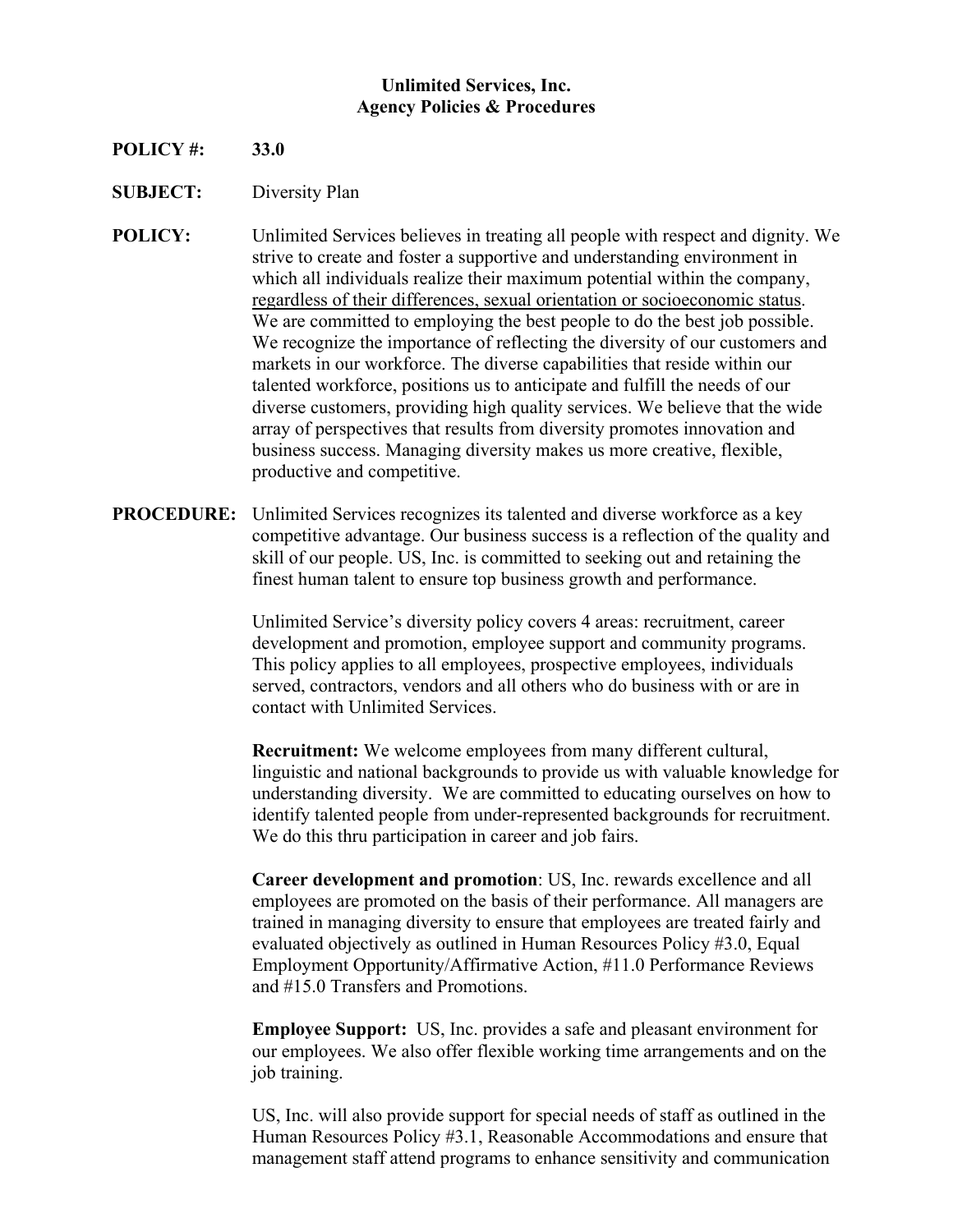**Unlimited Services, Inc.**
**Agency Policies & Procedures**

**POLICY #:** **33.0**

**SUBJECT:** Diversity Plan

**POLICY:** Unlimited Services believes in treating all people with respect and dignity. We strive to create and foster a supportive and understanding environment in which all individuals realize their maximum potential within the company, <u>regardless of their differences, sexual orientation or socioeconomic status</u>. We are committed to employing the best people to do the best job possible. We recognize the importance of reflecting the diversity of our customers and markets in our workforce. The diverse capabilities that reside within our talented workforce, positions us to anticipate and fulfill the needs of our diverse customers, providing high quality services. We believe that the wide array of perspectives that results from diversity promotes innovation and business success. Managing diversity makes us more creative, flexible, productive and competitive.

**PROCEDURE:** Unlimited Services recognizes its talented and diverse workforce as a key competitive advantage. Our business success is a reflection of the quality and skill of our people. US, Inc. is committed to seeking out and retaining the finest human talent to ensure top business growth and performance.

Unlimited Service's diversity policy covers 4 areas: recruitment, career development and promotion, employee support and community programs. This policy applies to all employees, prospective employees, individuals served, contractors, vendors and all others who do business with or are in contact with Unlimited Services.

**Recruitment:** We welcome employees from many different cultural, linguistic and national backgrounds to provide us with valuable knowledge for understanding diversity. We are committed to educating ourselves on how to identify talented people from under-represented backgrounds for recruitment. We do this thru participation in career and job fairs.

**Career development and promotion**: US, Inc. rewards excellence and all employees are promoted on the basis of their performance. All managers are trained in managing diversity to ensure that employees are treated fairly and evaluated objectively as outlined in Human Resources Policy #3.0, Equal Employment Opportunity/Affirmative Action, #11.0 Performance Reviews and #15.0 Transfers and Promotions.

**Employee Support:** US, Inc. provides a safe and pleasant environment for our employees. We also offer flexible working time arrangements and on the job training.

US, Inc. will also provide support for special needs of staff as outlined in the Human Resources Policy #3.1, Reasonable Accommodations and ensure that management staff attend programs to enhance sensitivity and communication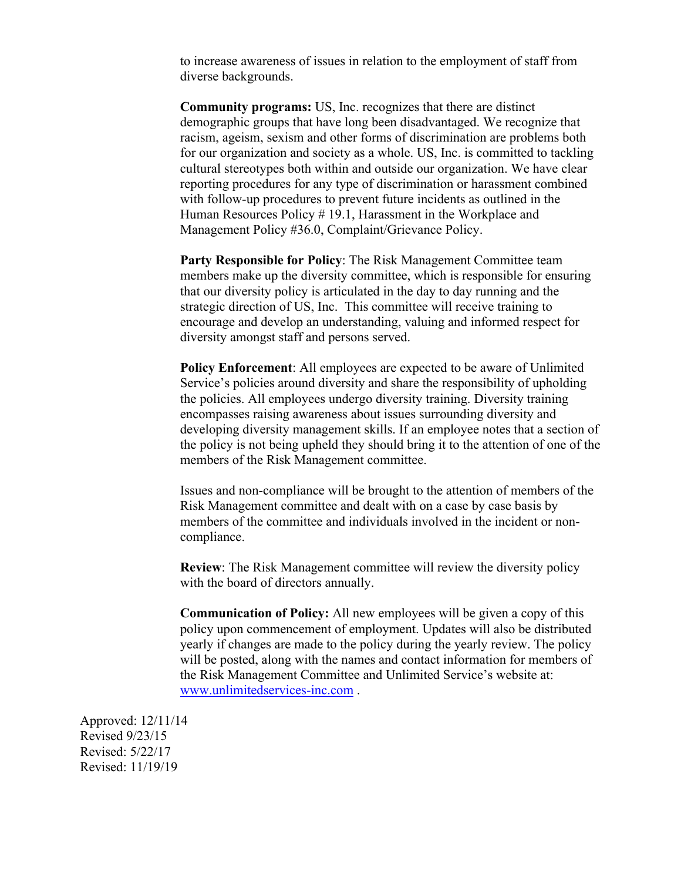to increase awareness of issues in relation to the employment of staff from diverse backgrounds.

**Community programs:** US, Inc. recognizes that there are distinct demographic groups that have long been disadvantaged. We recognize that racism, ageism, sexism and other forms of discrimination are problems both for our organization and society as a whole. US, Inc. is committed to tackling cultural stereotypes both within and outside our organization. We have clear reporting procedures for any type of discrimination or harassment combined with follow-up procedures to prevent future incidents as outlined in the Human Resources Policy # 19.1, Harassment in the Workplace and Management Policy #36.0, Complaint/Grievance Policy.

**Party Responsible for Policy**: The Risk Management Committee team members make up the diversity committee, which is responsible for ensuring that our diversity policy is articulated in the day to day running and the strategic direction of US, Inc. This committee will receive training to encourage and develop an understanding, valuing and informed respect for diversity amongst staff and persons served.

**Policy Enforcement**: All employees are expected to be aware of Unlimited Service's policies around diversity and share the responsibility of upholding the policies. All employees undergo diversity training. Diversity training encompasses raising awareness about issues surrounding diversity and developing diversity management skills. If an employee notes that a section of the policy is not being upheld they should bring it to the attention of one of the members of the Risk Management committee.

Issues and non-compliance will be brought to the attention of members of the Risk Management committee and dealt with on a case by case basis by members of the committee and individuals involved in the incident or non-compliance.

**Review**: The Risk Management committee will review the diversity policy with the board of directors annually.

**Communication of Policy:** All new employees will be given a copy of this policy upon commencement of employment. Updates will also be distributed yearly if changes are made to the policy during the yearly review. The policy will be posted, along with the names and contact information for members of the Risk Management Committee and Unlimited Service's website at: www.unlimitedservices-inc.com .

Approved: 12/11/14
Revised 9/23/15
Revised: 5/22/17
Revised: 11/19/19